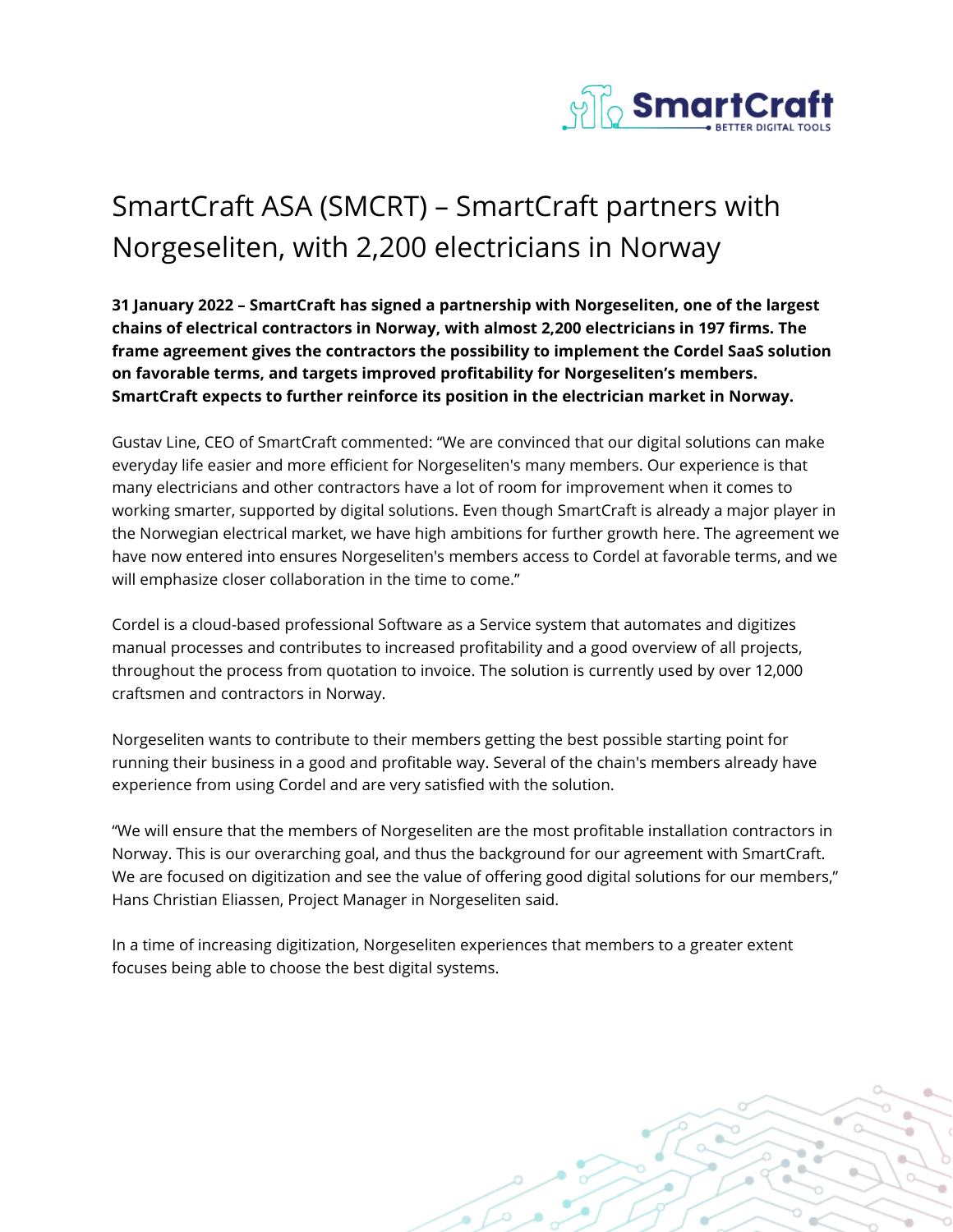# SmartCraft ASA (SMCRT) – SmartCraft partners with Norgeseliten, with 2,200 electricians in Norway

**31 January 2022 – SmartCraft has signed a partnership with Norgeseliten, one of the largest chains of electrical contractors in Norway, with almost 2,200 electricians in 197 firms. The frame agreement gives the contractors the possibility to implement the Cordel SaaS solution on favorable terms, and targets improved profitability for Norgeseliten's members. SmartCraft expects to further reinforce its position in the electrician market in Norway.**

Gustav Line, CEO of SmartCraft commented: "We are convinced that our digital solutions can make everyday life easier and more efficient for Norgeseliten's many members. Our experience is that many electricians and other contractors have a lot of room for improvement when it comes to working smarter, supported by digital solutions. Even though SmartCraft is already a major player in the Norwegian electrical market, we have high ambitions for further growth here. The agreement we have now entered into ensures Norgeseliten's members access to Cordel at favorable terms, and we will emphasize closer collaboration in the time to come."

Cordel is a cloud-based professional Software as a Service system that automates and digitizes manual processes and contributes to increased profitability and a good overview of all projects, throughout the process from quotation to invoice. The solution is currently used by over 12,000 craftsmen and contractors in Norway.

Norgeseliten wants to contribute to their members getting the best possible starting point for running their business in a good and profitable way. Several of the chain's members already have experience from using Cordel and are very satisfied with the solution.

"We will ensure that the members of Norgeseliten are the most profitable installation contractors in Norway. This is our overarching goal, and thus the background for our agreement with SmartCraft. We are focused on digitization and see the value of offering good digital solutions for our members," Hans Christian Eliassen, Project Manager in Norgeseliten said.

In a time of increasing digitization, Norgeseliten experiences that members to a greater extent focuses being able to choose the best digital systems.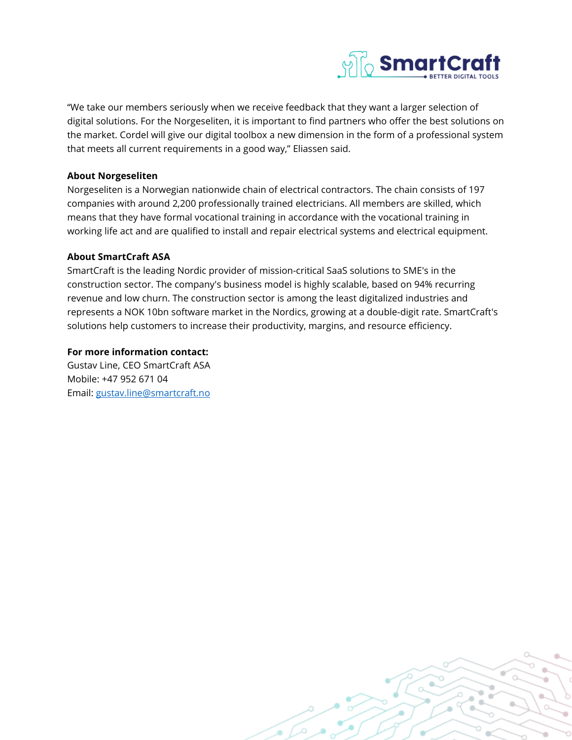"We take our members seriously when we receive feedback that they want a larger selection of digital solutions. For the Norgeseliten, it is important to find partners who offer the best solutions on the market. Cordel will give our digital toolbox a new dimension in the form of a professional system that meets all current requirements in a good way," Eliassen said.

**About Norgeseliten**

Norgeseliten is a Norwegian nationwide chain of electrical contractors. The chain consists of 197 companies with around 2,200 professionally trained electricians. All members are skilled, which means that they have formal vocational training in accordance with the vocational training in working life act and are qualified to install and repair electrical systems and electrical equipment.

**About SmartCraft ASA**

SmartCraft is the leading Nordic provider of mission-critical SaaS solutions to SME's in the construction sector. The company's business model is highly scalable, based on 94% recurring revenue and low churn. The construction sector is among the least digitalized industries and represents a NOK 10bn software market in the Nordics, growing at a double-digit rate. SmartCraft's solutions help customers to increase their productivity, margins, and resource efficiency.

**For more information contact:**

Gustav Line, CEO SmartCraft ASA
Mobile: +47 952 671 04
Email: gustav.line@smartcraft.no